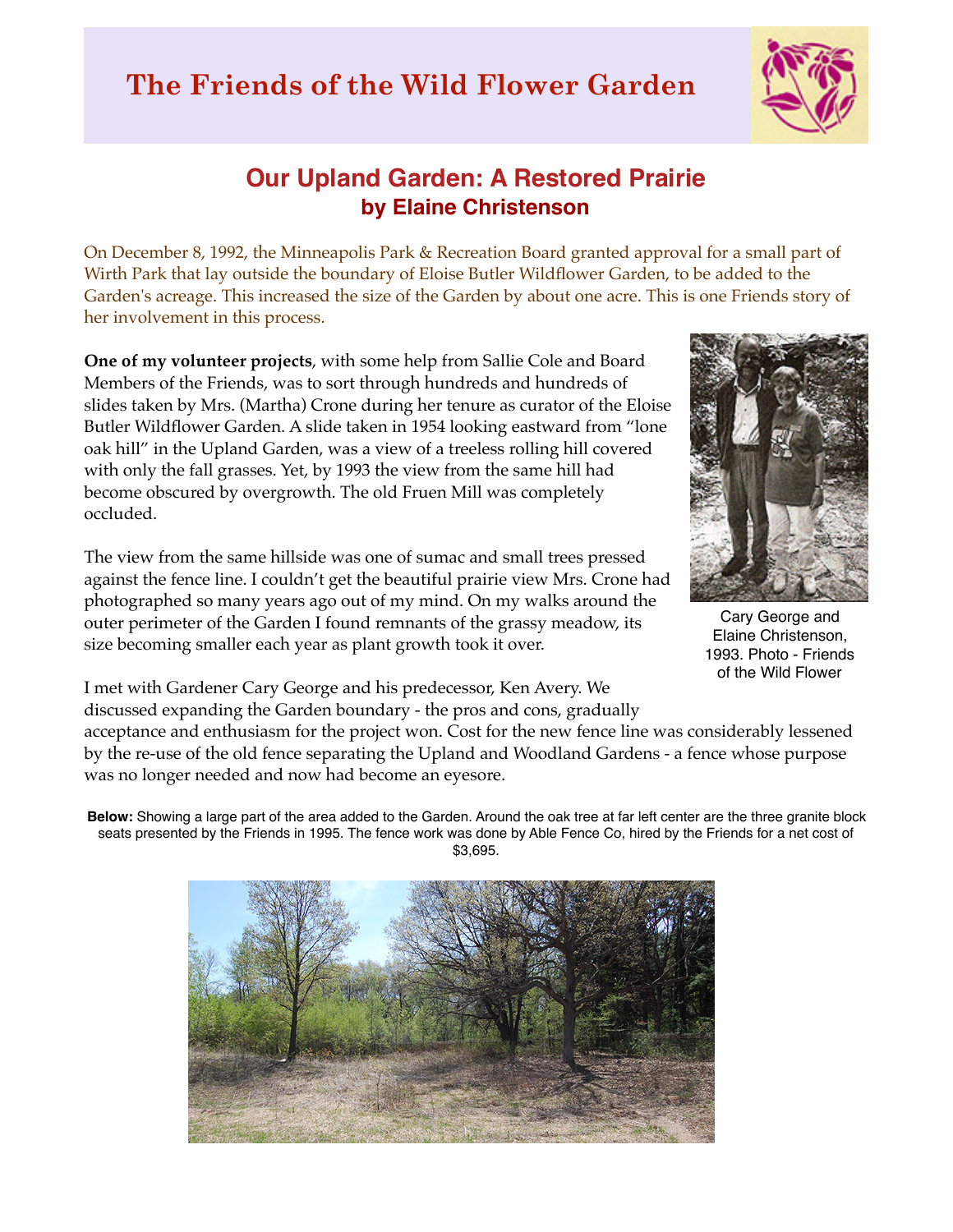# The Friends of the Wild Flower Garden

## Our Upland Garden: A Restored Prairie
### by Elaine Christenson

On December 8, 1992, the Minneapolis Park & Recreation Board granted approval for a small part of Wirth Park that lay outside the boundary of Eloise Butler Wildflower Garden, to be added to the Garden's acreage. This increased the size of the Garden by about one acre. This is one Friends story of her involvement in this process.

**One of my volunteer projects**, with some help from Sallie Cole and Board Members of the Friends, was to sort through hundreds and hundreds of slides taken by Mrs. (Martha) Crone during her tenure as curator of the Eloise Butler Wildflower Garden. A slide taken in 1954 looking eastward from "lone oak hill" in the Upland Garden, was a view of a treeless rolling hill covered with only the fall grasses. Yet, by 1993 the view from the same hill had become obscured by overgrowth. The old Fruen Mill was completely occluded.

Cary George and Elaine Christenson, 1993. Photo - Friends of the Wild Flower

The view from the same hillside was one of sumac and small trees pressed against the fence line. I couldn't get the beautiful prairie view Mrs. Crone had photographed so many years ago out of my mind. On my walks around the outer perimeter of the Garden I found remnants of the grassy meadow, its size becoming smaller each year as plant growth took it over.

I met with Gardener Cary George and his predecessor, Ken Avery. We discussed expanding the Garden boundary - the pros and cons, gradually acceptance and enthusiasm for the project won. Cost for the new fence line was considerably lessened by the re-use of the old fence separating the Upland and Woodland Gardens - a fence whose purpose was no longer needed and now had become an eyesore.

**Below:** Showing a large part of the area added to the Garden. Around the oak tree at far left center are the three granite block seats presented by the Friends in 1995. The fence work was done by Able Fence Co, hired by the Friends for a net cost of $3,695.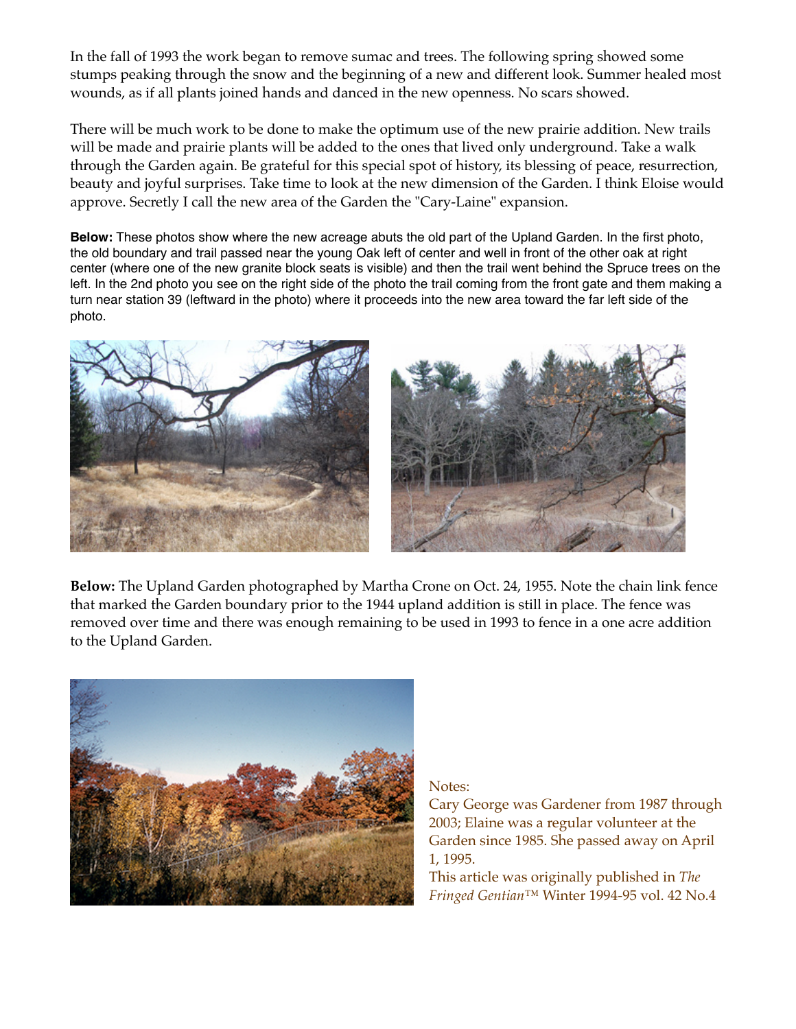In the fall of 1993 the work began to remove sumac and trees. The following spring showed some stumps peaking through the snow and the beginning of a new and different look. Summer healed most wounds, as if all plants joined hands and danced in the new openness. No scars showed.

There will be much work to be done to make the optimum use of the new prairie addition. New trails will be made and prairie plants will be added to the ones that lived only underground. Take a walk through the Garden again. Be grateful for this special spot of history, its blessing of peace, resurrection, beauty and joyful surprises. Take time to look at the new dimension of the Garden. I think Eloise would approve. Secretly I call the new area of the Garden the "Cary-Laine" expansion.

**Below:** These photos show where the new acreage abuts the old part of the Upland Garden. In the first photo, the old boundary and trail passed near the young Oak left of center and well in front of the other oak at right center (where one of the new granite block seats is visible) and then the trail went behind the Spruce trees on the left. In the 2nd photo you see on the right side of the photo the trail coming from the front gate and them making a turn near station 39 (leftward in the photo) where it proceeds into the new area toward the far left side of the photo.

**Below:** The Upland Garden photographed by Martha Crone on Oct. 24, 1955. Note the chain link fence that marked the Garden boundary prior to the 1944 upland addition is still in place. The fence was removed over time and there was enough remaining to be used in 1993 to fence in a one acre addition to the Upland Garden.

Notes:
Cary George was Gardener from 1987 through 2003; Elaine was a regular volunteer at the Garden since 1985. She passed away on April 1, 1995.
This article was originally published in *The Fringed Gentian™* Winter 1994-95 vol. 42 No.4